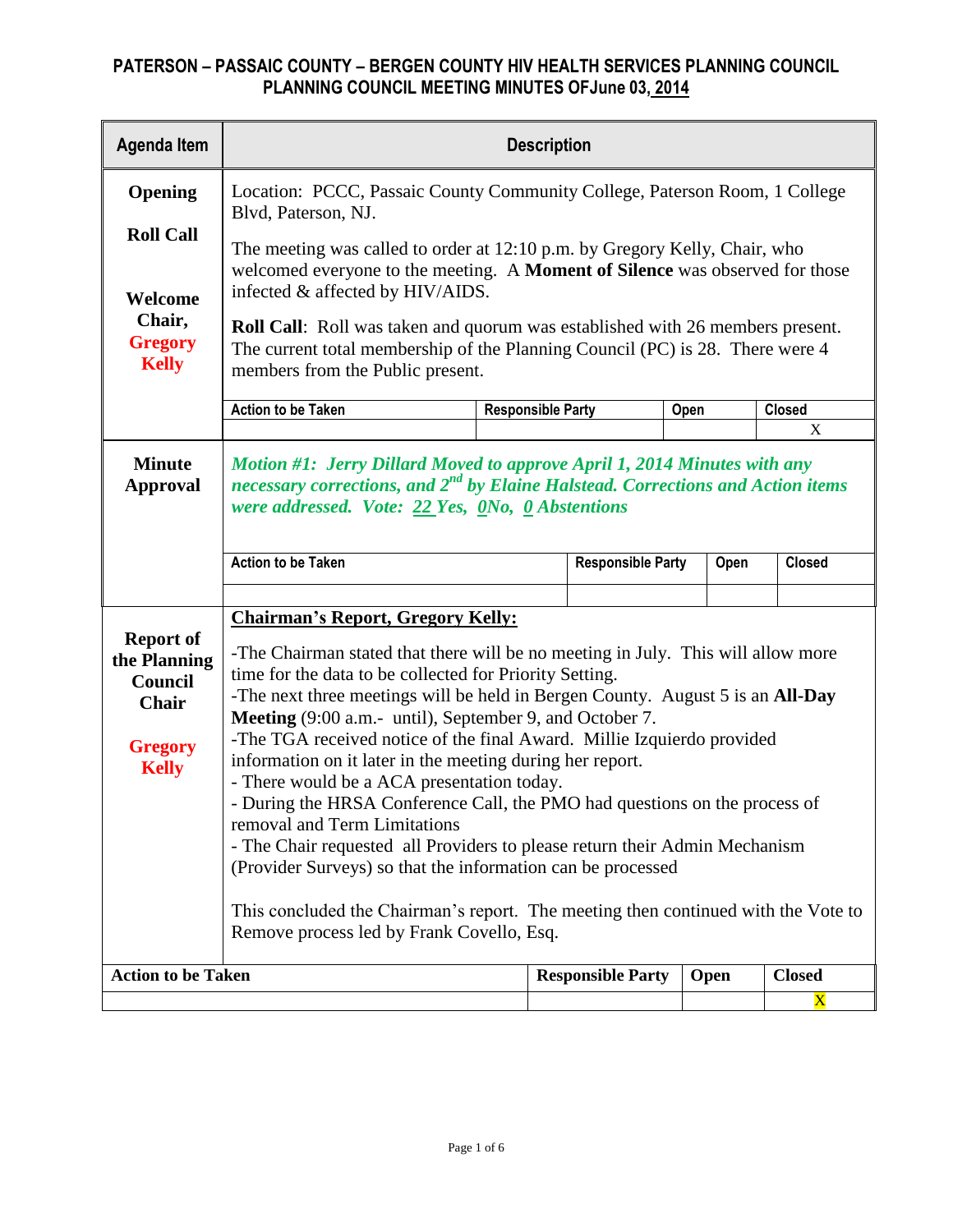# PATERSON – PASSAIC COUNTY – BERGEN COUNTY HIV HEALTH SERVICES PLANNING COUNCIL
## PLANNING COUNCIL MEETING MINUTES OFJune 03, 2014

| Agenda Item | Description |
|---|---|
| **Opening**<br><br>**Roll Call**<br><br>**Welcome Chair, Gregory Kelly** | Location: PCCC, Passaic County Community College, Paterson Room, 1 College Blvd, Paterson, NJ.<br><br>The meeting was called to order at 12:10 p.m. by Gregory Kelly, Chair, who welcomed everyone to the meeting. A **Moment of Silence** was observed for those infected & affected by HIV/AIDS.<br><br>**Roll Call**: Roll was taken and quorum was established with 26 members present. The current total membership of the Planning Council (PC) is 28. There were 4 members from the Public present. |

| Action to be Taken | Responsible Party | Open | Closed |
|---|---|---|---|
| | | | X |

| Agenda Item | Description |
|---|---|
| **Minute Approval** | ***Motion #1: Jerry Dillard Moved to approve April 1, 2014 Minutes with any necessary corrections, and 2nd by Elaine Halstead. Corrections and Action items were addressed. Vote: 22 Yes, 0No, 0 Abstentions*** |

| Action to be Taken | Responsible Party | Open | Closed |
|---|---|---|---|
| | | | |

| Agenda Item | Description |
|---|---|
| **Report of the Planning Council Chair**<br><br>**Gregory Kelly** | **Chairman's Report, Gregory Kelly:**<br><br>-The Chairman stated that there will be no meeting in July. This will allow more time for the data to be collected for Priority Setting.<br>-The next three meetings will be held in Bergen County. August 5 is an **All-Day Meeting** (9:00 a.m.- until), September 9, and October 7.<br>-The TGA received notice of the final Award. Millie Izquierdo provided information on it later in the meeting during her report.<br>- There would be a ACA presentation today.<br>- During the HRSA Conference Call, the PMO had questions on the process of removal and Term Limitations<br>- The Chair requested all Providers to please return their Admin Mechanism (Provider Surveys) so that the information can be processed<br><br>This concluded the Chairman's report. The meeting then continued with the Vote to Remove process led by Frank Covello, Esq. |

| Action to be Taken | Responsible Party | Open | Closed |
|---|---|---|---|
| | | | X |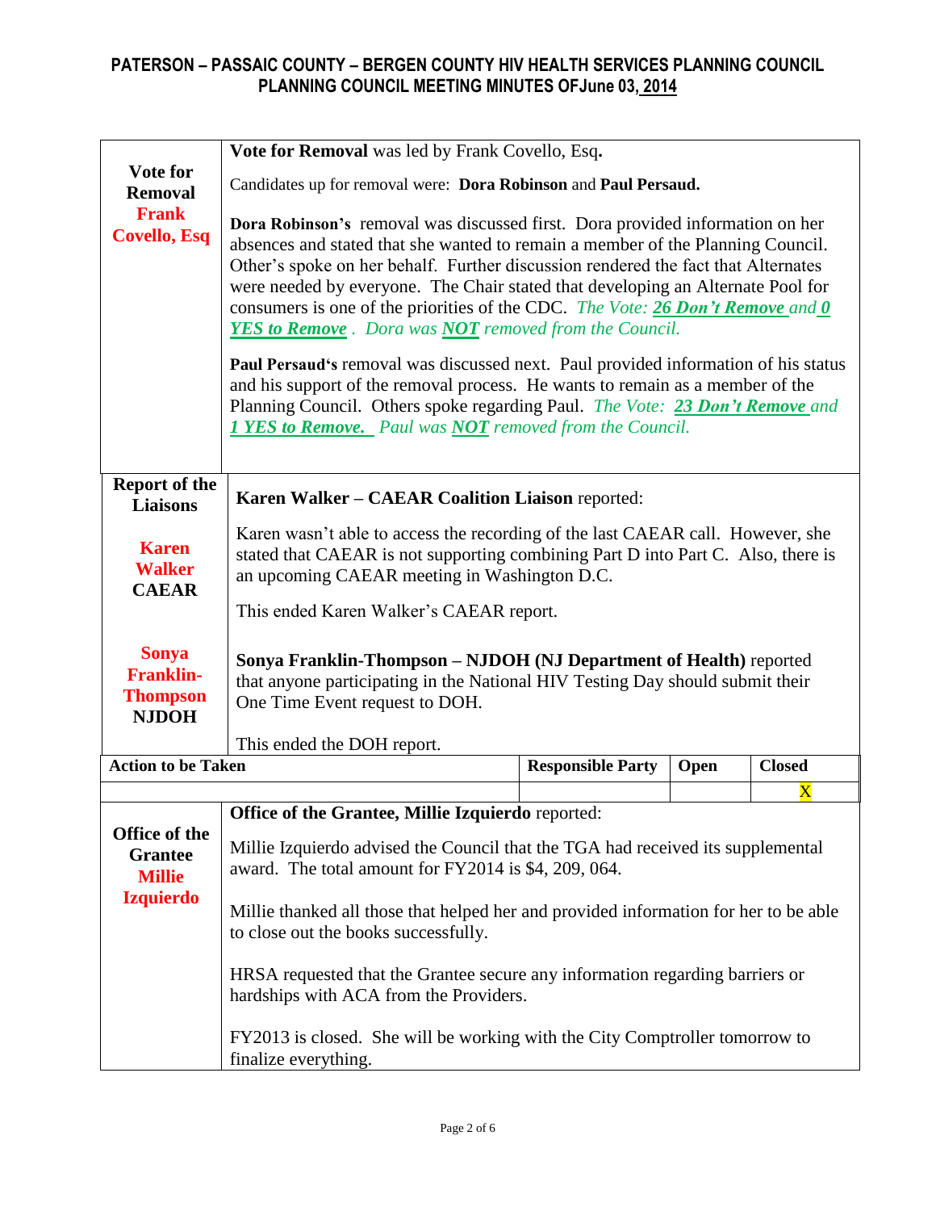| | |
|---|---|
| **Vote for Removal** **Frank Covello, Esq** | **Vote for Removal** was led by Frank Covello, Esq**.**<br><br>Candidates up for removal were: **Dora Robinson** and **Paul Persaud.**<br><br>**Dora Robinson's** removal was discussed first. Dora provided information on her absences and stated that she wanted to remain a member of the Planning Council. Other's spoke on her behalf. Further discussion rendered the fact that Alternates were needed by everyone. The Chair stated that developing an Alternate Pool for consumers is one of the priorities of the CDC. *The Vote: **26 Don't Remove** and **0 YES to Remove** . Dora was **NOT** removed from the Council.*<br><br>**Paul Persaud's** removal was discussed next. Paul provided information of his status and his support of the removal process. He wants to remain as a member of the Planning Council. Others spoke regarding Paul. *The Vote: **23 Don't Remove** and **1 YES to Remove.** Paul was **NOT** removed from the Council.* |
| **Report of the Liaisons**<br><br>**Karen Walker CAEAR**<br><br>**Sonya Franklin-Thompson NJDOH** | **Karen Walker – CAEAR Coalition Liaison** reported:<br><br>Karen wasn't able to access the recording of the last CAEAR call. However, she stated that CAEAR is not supporting combining Part D into Part C. Also, there is an upcoming CAEAR meeting in Washington D.C.<br><br>This ended Karen Walker's CAEAR report.<br><br>**Sonya Franklin-Thompson – NJDOH (NJ Department of Health)** reported that anyone participating in the National HIV Testing Day should submit their One Time Event request to DOH.<br><br>This ended the DOH report. |

| Action to be Taken | Responsible Party | Open | Closed |
|---|---|---|---|
| | | | X |

| | |
|---|---|
| **Office of the Grantee Millie Izquierdo** | **Office of the Grantee, Millie Izquierdo** reported:<br><br>Millie Izquierdo advised the Council that the TGA had received its supplemental award. The total amount for FY2014 is $4, 209, 064.<br><br>Millie thanked all those that helped her and provided information for her to be able to close out the books successfully.<br><br>HRSA requested that the Grantee secure any information regarding barriers or hardships with ACA from the Providers.<br><br>FY2013 is closed. She will be working with the City Comptroller tomorrow to finalize everything. |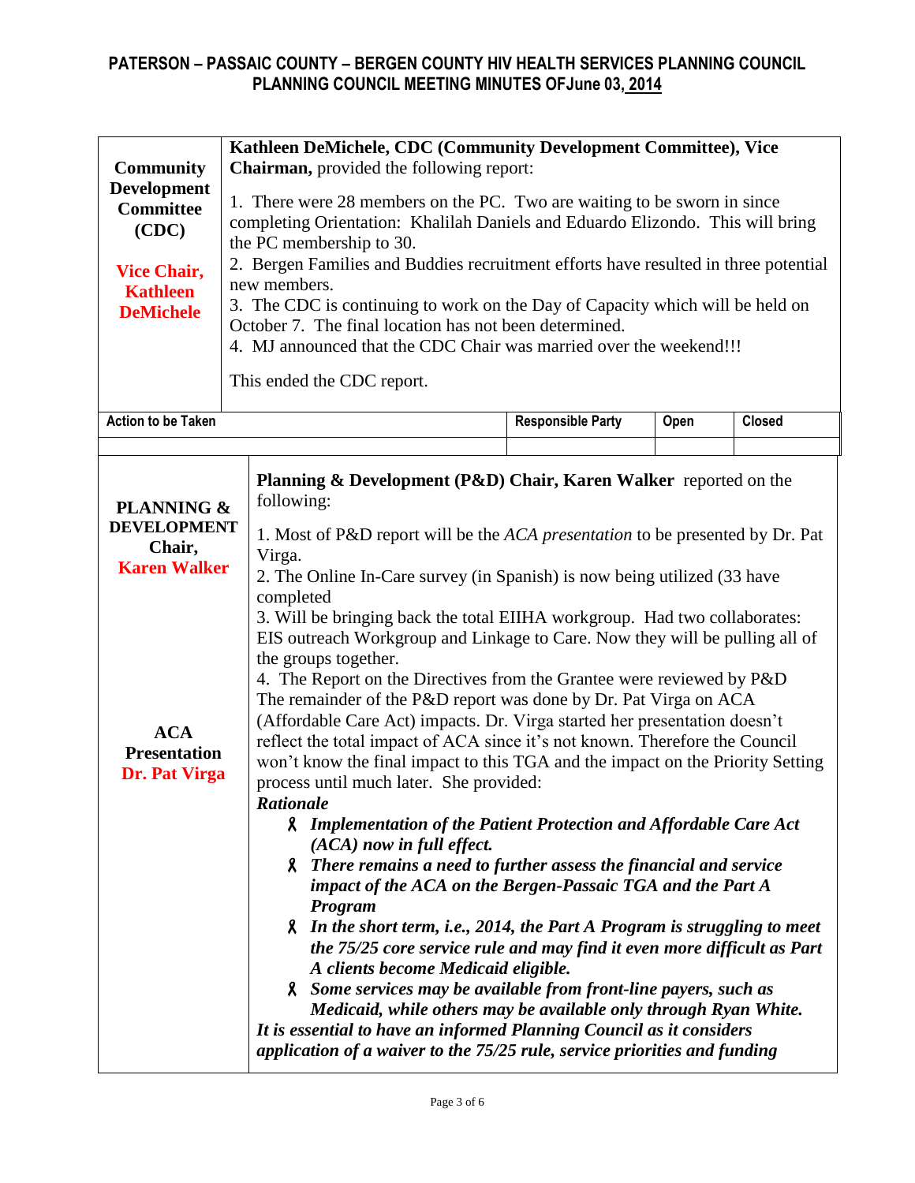# PATERSON – PASSAIC COUNTY – BERGEN COUNTY HIV HEALTH SERVICES PLANNING COUNCIL
## PLANNING COUNCIL MEETING MINUTES OFJune 03, 2014

| | |
|---|---|
| **Community Development Committee (CDC)**<br><br>**Vice Chair, Kathleen DeMichele** | **Kathleen DeMichele, CDC (Community Development Committee), Vice Chairman,** provided the following report:<br><br>1. There were 28 members on the PC. Two are waiting to be sworn in since completing Orientation: Khalilah Daniels and Eduardo Elizondo. This will bring the PC membership to 30.<br>2. Bergen Families and Buddies recruitment efforts have resulted in three potential new members.<br>3. The CDC is continuing to work on the Day of Capacity which will be held on October 7. The final location has not been determined.<br>4. MJ announced that the CDC Chair was married over the weekend!!!<br><br>This ended the CDC report. |

| Action to be Taken | Responsible Party | Open | Closed |
|---|---|---|---|
| | | | |

| | |
|---|---|
| **PLANNING & DEVELOPMENT Chair, Karen Walker**<br><br>**ACA Presentation Dr. Pat Virga** | **Planning & Development (P&D) Chair, Karen Walker** reported on the following:<br><br>1. Most of P&D report will be the *ACA presentation* to be presented by Dr. Pat Virga.<br>2. The Online In-Care survey (in Spanish) is now being utilized (33 have completed<br>3. Will be bringing back the total EIIHA workgroup. Had two collaborates: EIS outreach Workgroup and Linkage to Care. Now they will be pulling all of the groups together.<br>4. The Report on the Directives from the Grantee were reviewed by P&D The remainder of the P&D report was done by Dr. Pat Virga on ACA (Affordable Care Act) impacts. Dr. Virga started her presentation doesn't reflect the total impact of ACA since it's not known. Therefore the Council won't know the final impact to this TGA and the impact on the Priority Setting process until much later. She provided:<br>***Rationale***<br>- ***Implementation of the Patient Protection and Affordable Care Act (ACA) now in full effect.***<br>- ***There remains a need to further assess the financial and service impact of the ACA on the Bergen-Passaic TGA and the Part A Program***<br>- ***In the short term, i.e., 2014, the Part A Program is struggling to meet the 75/25 core service rule and may find it even more difficult as Part A clients become Medicaid eligible.***<br>- ***Some services may be available from front-line payers, such as Medicaid, while others may be available only through Ryan White.***<br><br>***It is essential to have an informed Planning Council as it considers application of a waiver to the 75/25 rule, service priorities and funding*** |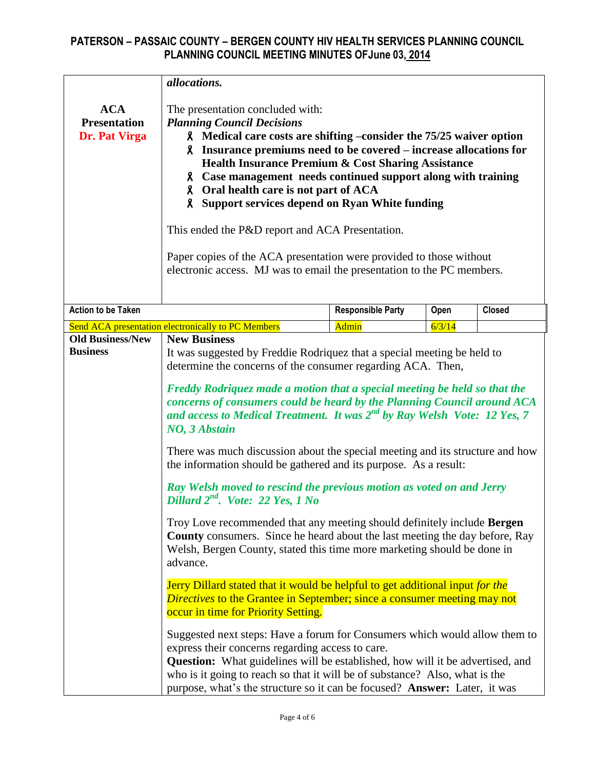| | |
|---|---|
| | ***allocations.*** |
| **ACA Presentation** **Dr. Pat Virga** | The presentation concluded with: ***Planning Council Decisions*** <br>🎗 **Medical care costs are shifting –consider the 75/25 waiver option** <br>🎗 **Insurance premiums need to be covered – increase allocations for Health Insurance Premium & Cost Sharing Assistance** <br>🎗 **Case management needs continued support along with training** <br>🎗 **Oral health care is not part of ACA** <br>🎗 **Support services depend on Ryan White funding** <br><br>This ended the P&D report and ACA Presentation.<br><br>Paper copies of the ACA presentation were provided to those without electronic access. MJ was to email the presentation to the PC members. |

| Action to be Taken | Responsible Party | Open | Closed |
|---|---|---|---|
| Send ACA presentation electronically to PC Members | Admin | 6/3/14 | |

**Old Business/New Business**

**New Business**

It was suggested by Freddie Rodriquez that a special meeting be held to determine the concerns of the consumer regarding ACA. Then,

***Freddy Rodriquez made a motion that a special meeting be held so that the concerns of consumers could be heard by the Planning Council around ACA and access to Medical Treatment. It was 2nd by Ray Welsh Vote: 12 Yes, 7 NO, 3 Abstain***

There was much discussion about the special meeting and its structure and how the information should be gathered and its purpose. As a result:

***Ray Welsh moved to rescind the previous motion as voted on and Jerry Dillard 2nd. Vote: 22 Yes, 1 No***

Troy Love recommended that any meeting should definitely include **Bergen County** consumers. Since he heard about the last meeting the day before, Ray Welsh, Bergen County, stated this time more marketing should be done in advance.

Jerry Dillard stated that it would be helpful to get additional input *for the Directives* to the Grantee in September; since a consumer meeting may not occur in time for Priority Setting.

Suggested next steps: Have a forum for Consumers which would allow them to express their concerns regarding access to care.
**Question:** What guidelines will be established, how will it be advertised, and who is it going to reach so that it will be of substance? Also, what is the purpose, what's the structure so it can be focused? **Answer:** Later, it was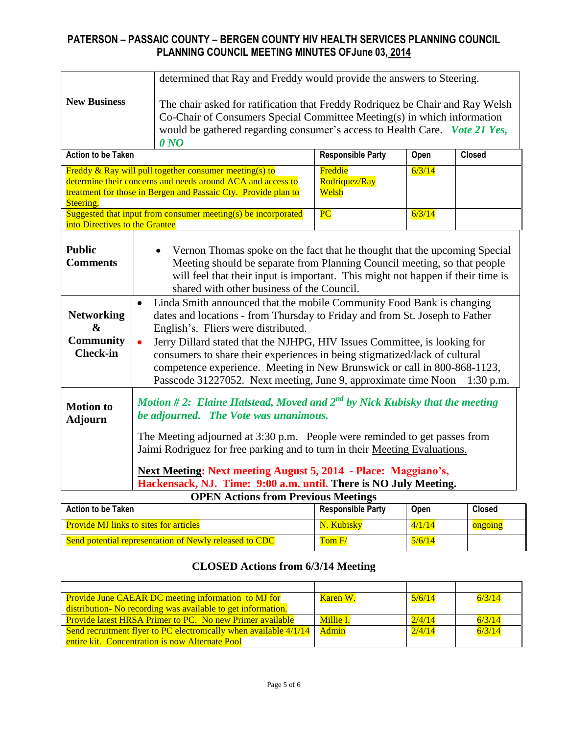| New Business | determined that Ray and Freddy would provide the answers to Steering.<br><br>The chair asked for ratification that Freddy Rodriquez be Chair and Ray Welsh Co-Chair of Consumers Special Committee Meeting(s) in which information would be gathered regarding consumer's access to Health Care. ***Vote 21 Yes, 0 NO*** |
|---|---|

| Action to be Taken | Responsible Party | Open | Closed |
|---|---|---|---|
| Freddy & Ray will pull together consumer meeting(s) to determine their concerns and needs around ACA and access to treatment for those in Bergen and Passaic Cty. Provide plan to Steering. | Freddie Rodriquez/Ray Welsh | 6/3/14 | |
| Suggested that input from consumer meeting(s) be incorporated into Directives to the Grantee | PC | 6/3/14 | |

| | |
|---|---|
| **Public Comments** | • Vernon Thomas spoke on the fact that he thought that the upcoming Special Meeting should be separate from Planning Council meeting, so that people will feel that their input is important. This might not happen if their time is shared with other business of the Council. |
| **Networking & Community Check-in** | • Linda Smith announced that the mobile Community Food Bank is changing dates and locations - from Thursday to Friday and from St. Joseph to Father English's. Fliers were distributed.<br>• Jerry Dillard stated that the NJHPG, HIV Issues Committee, is looking for consumers to share their experiences in being stigmatized/lack of cultural competence experience. Meeting in New Brunswick or call in 800-868-1123, Passcode 31227052. Next meeting, June 9, approximate time Noon – 1:30 p.m. |
| **Motion to Adjourn** | ***Motion # 2: Elaine Halstead, Moved and 2nd by Nick Kubisky that the meeting be adjourned. The Vote was unanimous.***<br><br>The Meeting adjourned at 3:30 p.m. People were reminded to get passes from Jaimi Rodriguez for free parking and to turn in their Meeting Evaluations.<br><br>**Next Meeting: Next meeting August 5, 2014 - Place: Maggiano's, Hackensack, NJ. Time: 9:00 a.m. until. There is NO July Meeting.** |

## OPEN Actions from Previous Meetings

| Action to be Taken | Responsible Party | Open | Closed |
|---|---|---|---|
| Provide MJ links to sites for articles | N. Kubisky | 4/1/14 | ongoing |
| Send potential representation of Newly released to CDC | Tom F/ | 5/6/14 | |

## CLOSED Actions from 6/3/14 Meeting

| | | | |
|---|---|---|---|
| Provide June CAEAR DC meeting information to MJ for distribution- No recording was available to get information. | Karen W. | 5/6/14 | 6/3/14 |
| Provide latest HRSA Primer to PC. No new Primer available | Millie I. | 2/4/14 | 6/3/14 |
| Send recruitment flyer to PC electronically when available 4/1/14 entire kit. Concentration is now Alternate Pool | Admin | 2/4/14 | 6/3/14 |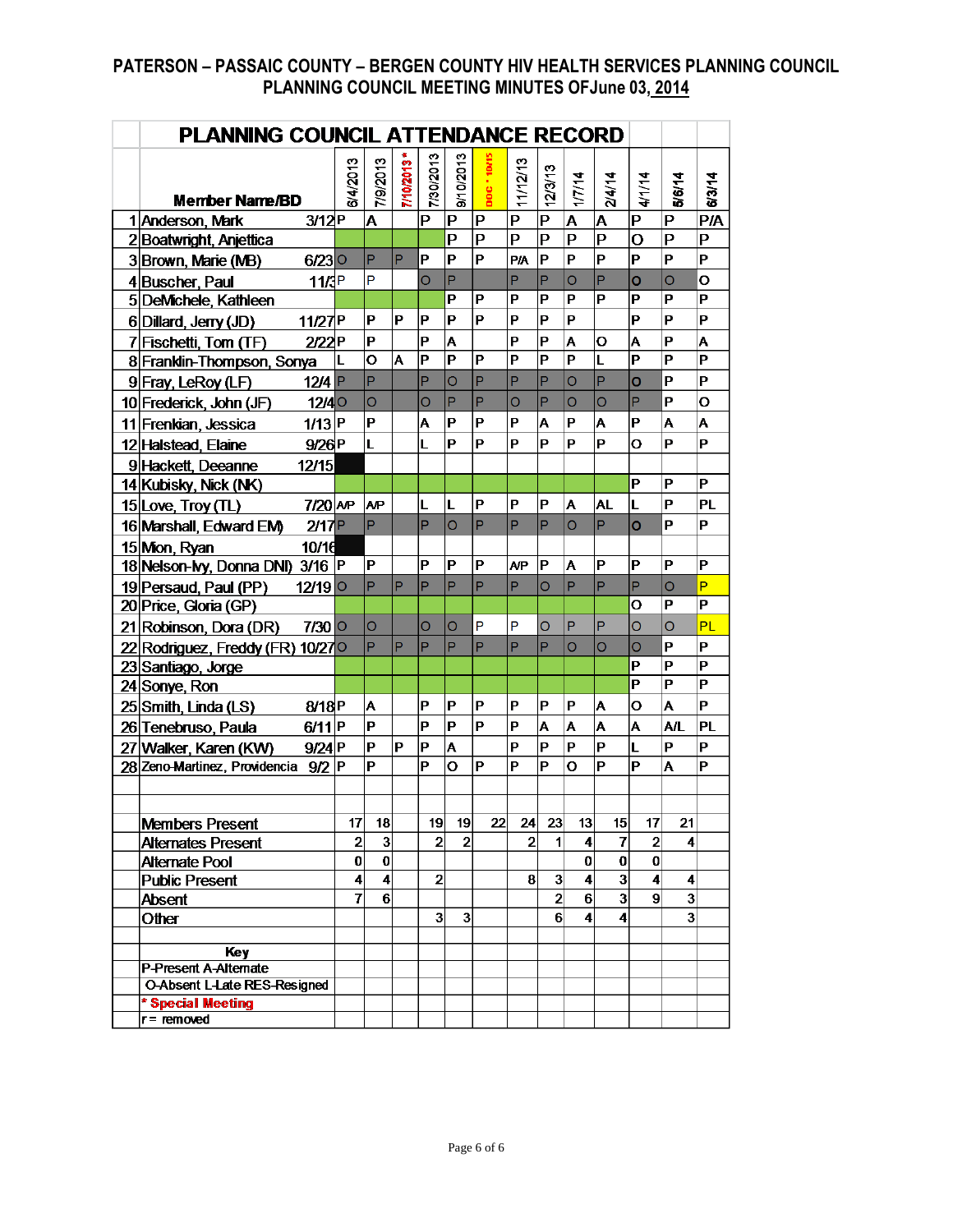# PATERSON – PASSAIC COUNTY – BERGEN COUNTY HIV HEALTH SERVICES PLANNING COUNCIL
## PLANNING COUNCIL MEETING MINUTES OF June 03, 2014

**PLANNING COUNCIL ATTENDANCE RECORD**

| | Member Name/BD | | 6/4/2013 | 7/9/2013 | 7/10/2013 * | 7/30/2013 | 9/10/2013 | DOC * 10/15 | 11/12/13 | 12/3/13 | 1/7/14 | 2/4/14 | 4/1/14 | 5/6/14 | 6/3/14 |
|---|---|---|---|---|---|---|---|---|---|---|---|---|---|---|---|
| 1 | Anderson, Mark | 3/12 | P | A | | P | P | P | P | P | A | A | P | P | P/A |
| 2 | Boatwright, Anjettica | | | | | | P | P | P | P | P | P | O | P | P |
| 3 | Brown, Marie (MB) | 6/23 | O | P | P | P | P | P | P/A | P | P | P | P | P | P |
| 4 | Buscher, Paul | 11/3 | P | P | | O | P | | P | P | O | P | O | O | O |
| 5 | DeMichele, Kathleen | | | | | | P | P | P | P | P | P | P | P | P |
| 6 | Dillard, Jerry (JD) | 11/27 | P | P | P | P | P | P | P | P | P | | P | P | P |
| 7 | Fischetti, Tom (TF) | 2/22 | P | P | | P | A | | P | P | A | O | A | P | A |
| 8 | Franklin-Thompson, Sonya | | L | O | A | P | P | P | P | P | P | L | P | P | P |
| 9 | Fray, LeRoy (LF) | 12/4 | P | P | | P | O | P | P | P | O | P | O | P | P |
| 10 | Frederick, John (JF) | 12/4 | O | O | | O | P | P | O | P | O | O | P | P | O |
| 11 | Frenkian, Jessica | 1/13 | P | P | | A | P | P | P | A | P | A | P | A | A |
| 12 | Halstead, Elaine | 9/26 | P | L | | L | P | P | P | P | P | P | O | P | P |
| 9 | Hackett, Deeanne | 12/15 | | | | | | | | | | | | | |
| 14 | Kubisky, Nick (NK) | | | | | | | | | | | | P | P | P |
| 15 | Love, Troy (TL) | 7/20 | A/P | A/P | | L | L | P | P | P | A | AL | L | P | PL |
| 16 | Marshall, Edward EM) | 2/17 | P | P | | P | O | P | P | P | O | P | O | P | P |
| 15 | Mion, Ryan | 10/16 | | | | | | | | | | | | | |
| 18 | Nelson-Ivy, Donna DNI) | 3/16 | P | P | | P | P | P | A/P | P | A | P | P | P | P |
| 19 | Persaud, Paul (PP) | 12/19 | O | P | P | P | P | P | P | O | P | P | P | O | P |
| 20 | Price, Gloria (GP) | | | | | | | | | | | | O | P | P |
| 21 | Robinson, Dora (DR) | 7/30 | O | O | | O | O | P | P | O | P | P | O | O | PL |
| 22 | Rodriguez, Freddy (FR) | 10/27 | O | P | P | P | P | P | P | P | O | O | O | P | P |
| 23 | Santiago, Jorge | | | | | | | | | | | | P | P | P |
| 24 | Sonye, Ron | | | | | | | | | | | | P | P | P |
| 25 | Smith, Linda (LS) | 8/18 | P | A | | P | P | P | P | P | P | A | O | A | P |
| 26 | Tenebruso, Paula | 6/11 | P | P | | P | P | P | P | A | A | A | A | A/L | PL |
| 27 | Walker, Karen (KW) | 9/24 | P | P | P | P | A | | P | P | P | P | L | P | P |
| 28 | Zeno-Martinez, Providencia | 9/2 | P | P | | P | O | P | P | P | O | P | P | A | P |
| | | | | | | | | | | | | | | | |
| | | | | | | | | | | | | | | | |
| | Members Present | | 17 | 18 | | 19 | 19 | 22 | 24 | 23 | 13 | 15 | 17 | 21 | |
| | Alternates Present | | 2 | 3 | | 2 | 2 | | 2 | 1 | 4 | 7 | 2 | 4 | |
| | Alternate Pool | | 0 | 0 | | | | | | | 0 | 0 | 0 | | |
| | Public Present | | 4 | 4 | | 2 | | | 8 | 3 | 4 | 3 | 4 | 4 | |
| | Absent | | 7 | 6 | | | | | | 2 | 6 | 3 | 9 | 3 | |
| | Other | | | | | 3 | 3 | | | 6 | 4 | 4 | | 3 | |
| | | | | | | | | | | | | | | | |
| | **Key** | | | | | | | | | | | | | | |
| | P-Present A-Alternate | | | | | | | | | | | | | | |
| | O-Absent L-Late RES-Resigned | | | | | | | | | | | | | | |
| | * **Special Meeting** | | | | | | | | | | | | | | |
| | r = removed | | | | | | | | | | | | | | |